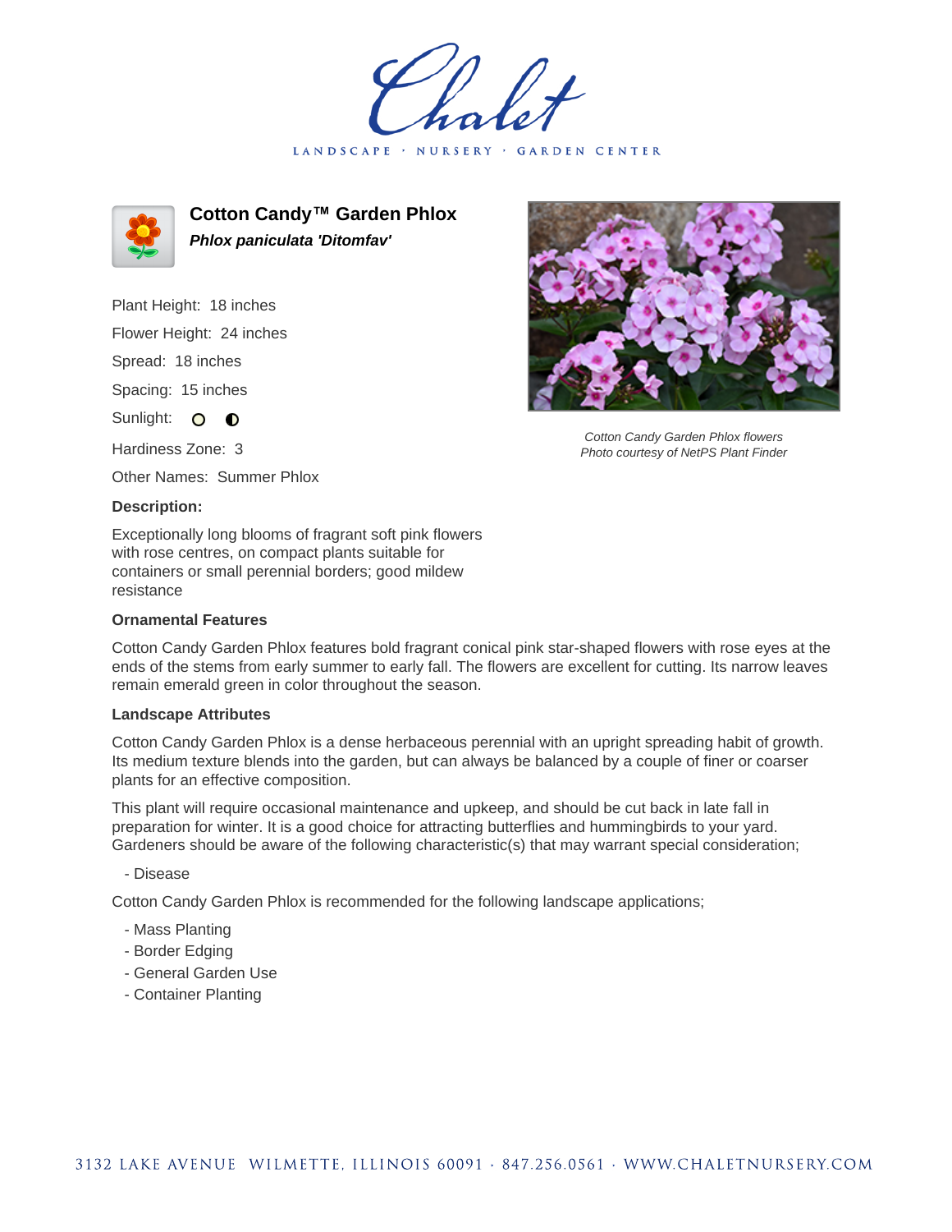# Cotton Candy™ Garden Phlox

***Phlox paniculata* 'Ditomfav'**

Plant Height: 18 inches

Flower Height: 24 inches

Spread: 18 inches

Spacing: 15 inches

Sunlight: ○ ◐

Hardiness Zone: 3

Other Names: Summer Phlox

*Cotton Candy Garden Phlox flowers*
*Photo courtesy of NetPS Plant Finder*

**Description:**

Exceptionally long blooms of fragrant soft pink flowers with rose centres, on compact plants suitable for containers or small perennial borders; good mildew resistance

### Ornamental Features

Cotton Candy Garden Phlox features bold fragrant conical pink star-shaped flowers with rose eyes at the ends of the stems from early summer to early fall. The flowers are excellent for cutting. Its narrow leaves remain emerald green in color throughout the season.

### Landscape Attributes

Cotton Candy Garden Phlox is a dense herbaceous perennial with an upright spreading habit of growth. Its medium texture blends into the garden, but can always be balanced by a couple of finer or coarser plants for an effective composition.

This plant will require occasional maintenance and upkeep, and should be cut back in late fall in preparation for winter. It is a good choice for attracting butterflies and hummingbirds to your yard. Gardeners should be aware of the following characteristic(s) that may warrant special consideration;

- Disease

Cotton Candy Garden Phlox is recommended for the following landscape applications;

- Mass Planting
- Border Edging
- General Garden Use
- Container Planting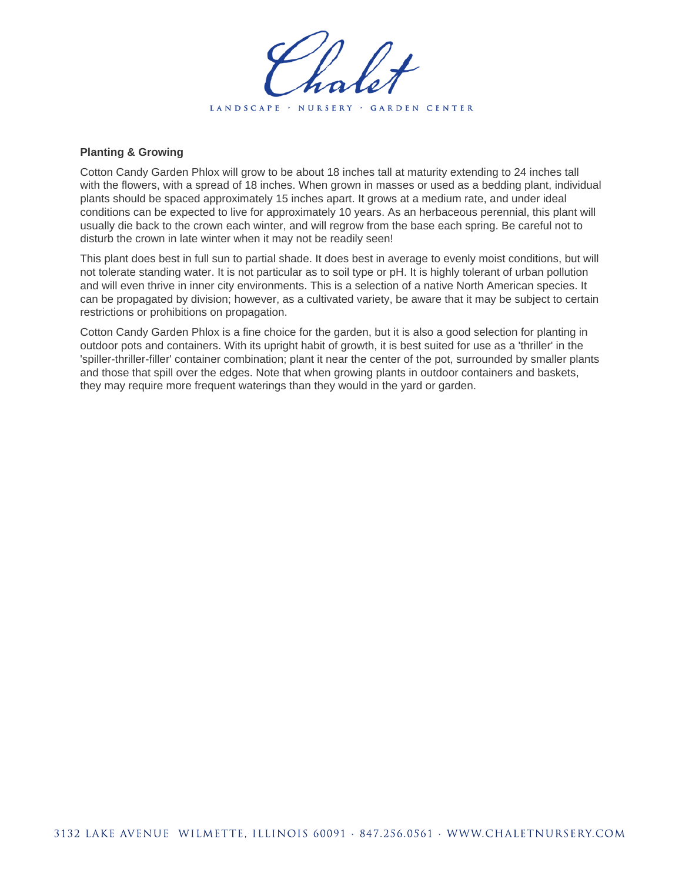**Planting & Growing**

Cotton Candy Garden Phlox will grow to be about 18 inches tall at maturity extending to 24 inches tall with the flowers, with a spread of 18 inches. When grown in masses or used as a bedding plant, individual plants should be spaced approximately 15 inches apart. It grows at a medium rate, and under ideal conditions can be expected to live for approximately 10 years. As an herbaceous perennial, this plant will usually die back to the crown each winter, and will regrow from the base each spring. Be careful not to disturb the crown in late winter when it may not be readily seen!

This plant does best in full sun to partial shade. It does best in average to evenly moist conditions, but will not tolerate standing water. It is not particular as to soil type or pH. It is highly tolerant of urban pollution and will even thrive in inner city environments. This is a selection of a native North American species. It can be propagated by division; however, as a cultivated variety, be aware that it may be subject to certain restrictions or prohibitions on propagation.

Cotton Candy Garden Phlox is a fine choice for the garden, but it is also a good selection for planting in outdoor pots and containers. With its upright habit of growth, it is best suited for use as a 'thriller' in the 'spiller-thriller-filler' container combination; plant it near the center of the pot, surrounded by smaller plants and those that spill over the edges. Note that when growing plants in outdoor containers and baskets, they may require more frequent waterings than they would in the yard or garden.